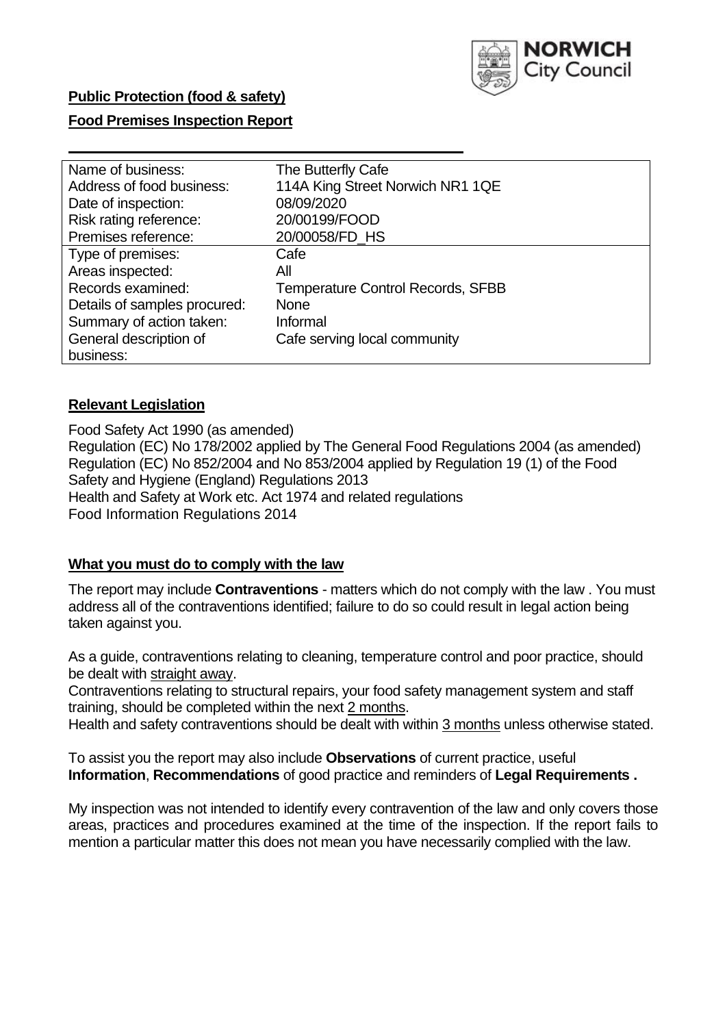**Public Protection (food & safety)**

**Food Premises Inspection Report**

| | |
|---|---|
| Name of business: | The Butterfly Cafe |
| Address of food business: | 114A King Street Norwich NR1 1QE |
| Date of inspection: | 08/09/2020 |
| Risk rating reference: | 20/00199/FOOD |
| Premises reference: | 20/00058/FD_HS |
| Type of premises: | Cafe |
| Areas inspected: | All |
| Records examined: | Temperature Control Records, SFBB |
| Details of samples procured: | None |
| Summary of action taken: | Informal |
| General description of business: | Cafe serving local community |

## Relevant Legislation

Food Safety Act 1990 (as amended)
Regulation (EC) No 178/2002 applied by The General Food Regulations 2004 (as amended)
Regulation (EC) No 852/2004 and No 853/2004 applied by Regulation 19 (1) of the Food Safety and Hygiene (England) Regulations 2013
Health and Safety at Work etc. Act 1974 and related regulations
Food Information Regulations 2014

## What you must do to comply with the law

The report may include **Contraventions** - matters which do not comply with the law . You must address all of the contraventions identified; failure to do so could result in legal action being taken against you.

As a guide, contraventions relating to cleaning, temperature control and poor practice, should be dealt with straight away.

Contraventions relating to structural repairs, your food safety management system and staff training, should be completed within the next 2 months.

Health and safety contraventions should be dealt with within 3 months unless otherwise stated.

To assist you the report may also include **Observations** of current practice, useful **Information**, **Recommendations** of good practice and reminders of **Legal Requirements .**

My inspection was not intended to identify every contravention of the law and only covers those areas, practices and procedures examined at the time of the inspection. If the report fails to mention a particular matter this does not mean you have necessarily complied with the law.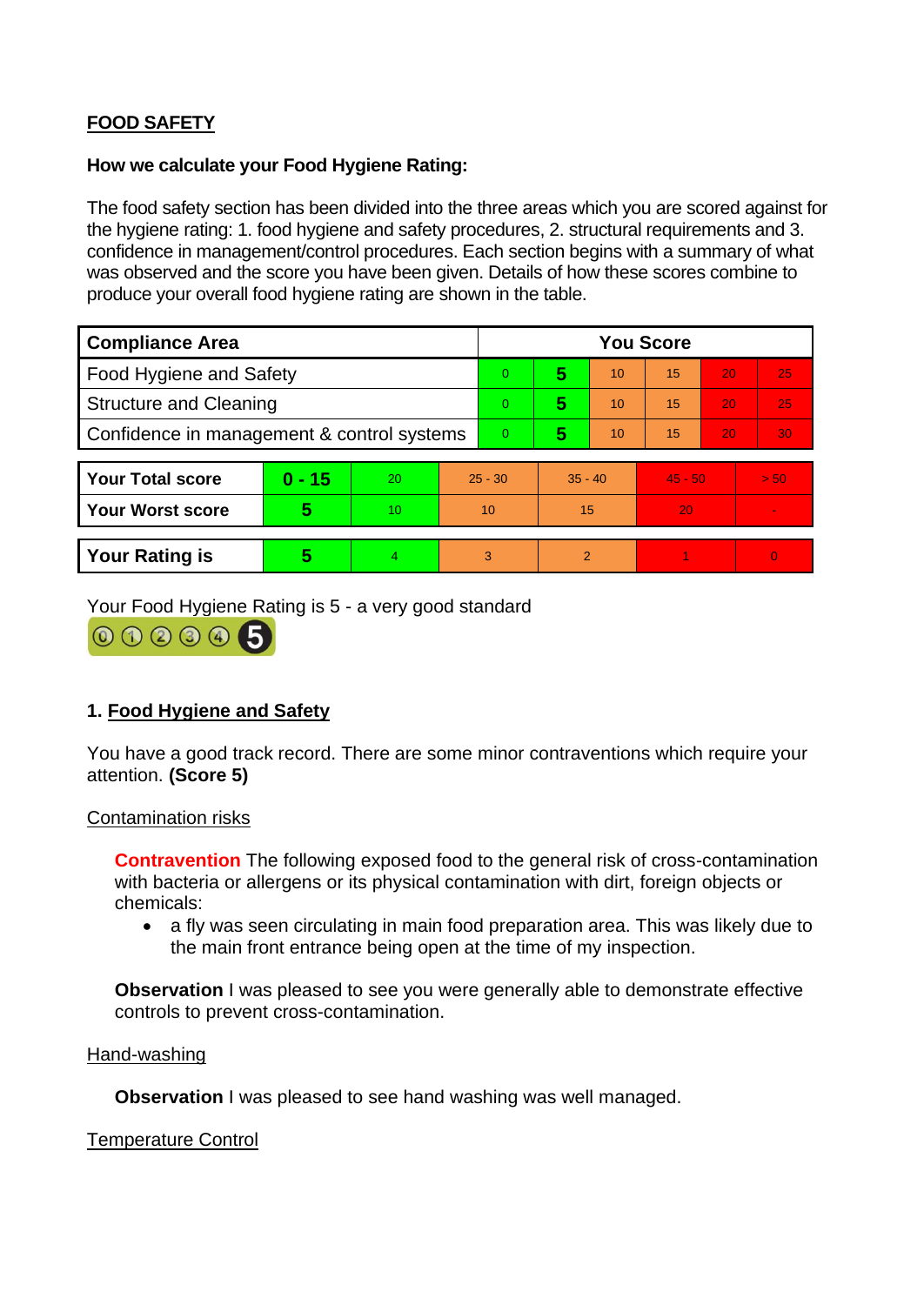**FOOD SAFETY**

**How we calculate your Food Hygiene Rating:**

The food safety section has been divided into the three areas which you are scored against for the hygiene rating: 1. food hygiene and safety procedures, 2. structural requirements and 3. confidence in management/control procedures. Each section begins with a summary of what was observed and the score you have been given. Details of how these scores combine to produce your overall food hygiene rating are shown in the table.

| Compliance Area | You Score | | | | | |
|---|---|---|---|---|---|---|
| Food Hygiene and Safety | 0 | **5** | 10 | 15 | 20 | 25 |
| Structure and Cleaning | 0 | **5** | 10 | 15 | 20 | 25 |
| Confidence in management & control systems | 0 | **5** | 10 | 15 | 20 | 30 |

| | | | | | | |
|---|---|---|---|---|---|---|
| **Your Total score** | **0 - 15** | 20 | 25 - 30 | 35 - 40 | 45 - 50 | > 50 |
| **Your Worst score** | **5** | 10 | 10 | 15 | 20 | - |

| | | | | | | |
|---|---|---|---|---|---|---|
| **Your Rating is** | **5** | 4 | 3 | 2 | 1 | 0 |

Your Food Hygiene Rating is 5 - a very good standard

## 1. Food Hygiene and Safety

You have a good track record. There are some minor contraventions which require your attention. **(Score 5)**

Contamination risks

**Contravention** The following exposed food to the general risk of cross-contamination with bacteria or allergens or its physical contamination with dirt, foreign objects or chemicals:

- a fly was seen circulating in main food preparation area. This was likely due to the main front entrance being open at the time of my inspection.

**Observation** I was pleased to see you were generally able to demonstrate effective controls to prevent cross-contamination.

Hand-washing

**Observation** I was pleased to see hand washing was well managed.

Temperature Control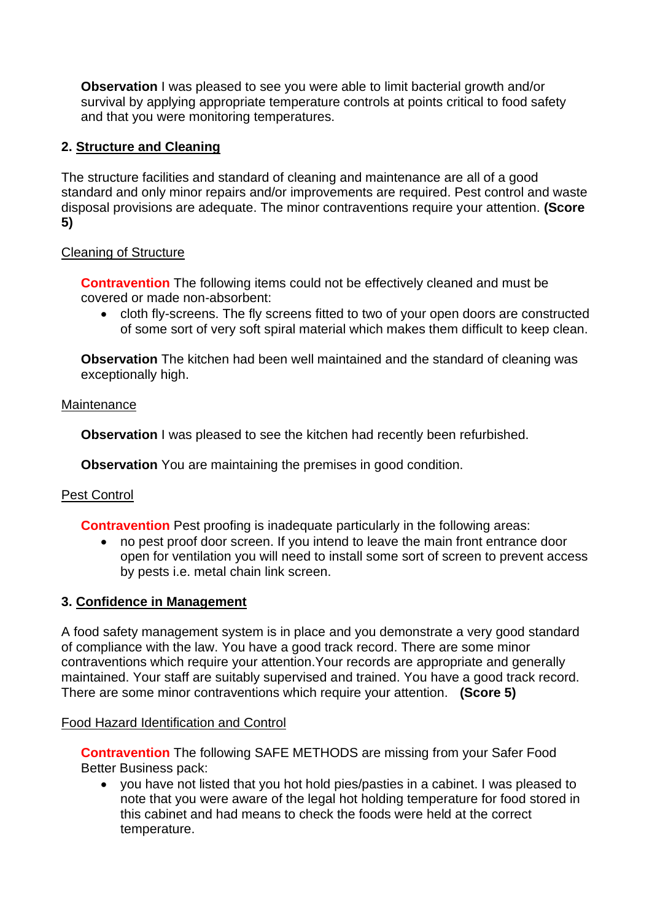**Observation** I was pleased to see you were able to limit bacterial growth and/or survival by applying appropriate temperature controls at points critical to food safety and that you were monitoring temperatures.

## 2. Structure and Cleaning

The structure facilities and standard of cleaning and maintenance are all of a good standard and only minor repairs and/or improvements are required. Pest control and waste disposal provisions are adequate. The minor contraventions require your attention. **(Score 5)**

### Cleaning of Structure

**Contravention** The following items could not be effectively cleaned and must be covered or made non-absorbent:

- cloth fly-screens. The fly screens fitted to two of your open doors are constructed of some sort of very soft spiral material which makes them difficult to keep clean.

**Observation** The kitchen had been well maintained and the standard of cleaning was exceptionally high.

### Maintenance

**Observation** I was pleased to see the kitchen had recently been refurbished.

**Observation** You are maintaining the premises in good condition.

### Pest Control

**Contravention** Pest proofing is inadequate particularly in the following areas:

- no pest proof door screen. If you intend to leave the main front entrance door open for ventilation you will need to install some sort of screen to prevent access by pests i.e. metal chain link screen.

## 3. Confidence in Management

A food safety management system is in place and you demonstrate a very good standard of compliance with the law. You have a good track record. There are some minor contraventions which require your attention.Your records are appropriate and generally maintained. Your staff are suitably supervised and trained. You have a good track record. There are some minor contraventions which require your attention. **(Score 5)**

### Food Hazard Identification and Control

**Contravention** The following SAFE METHODS are missing from your Safer Food Better Business pack:

- you have not listed that you hot hold pies/pasties in a cabinet. I was pleased to note that you were aware of the legal hot holding temperature for food stored in this cabinet and had means to check the foods were held at the correct temperature.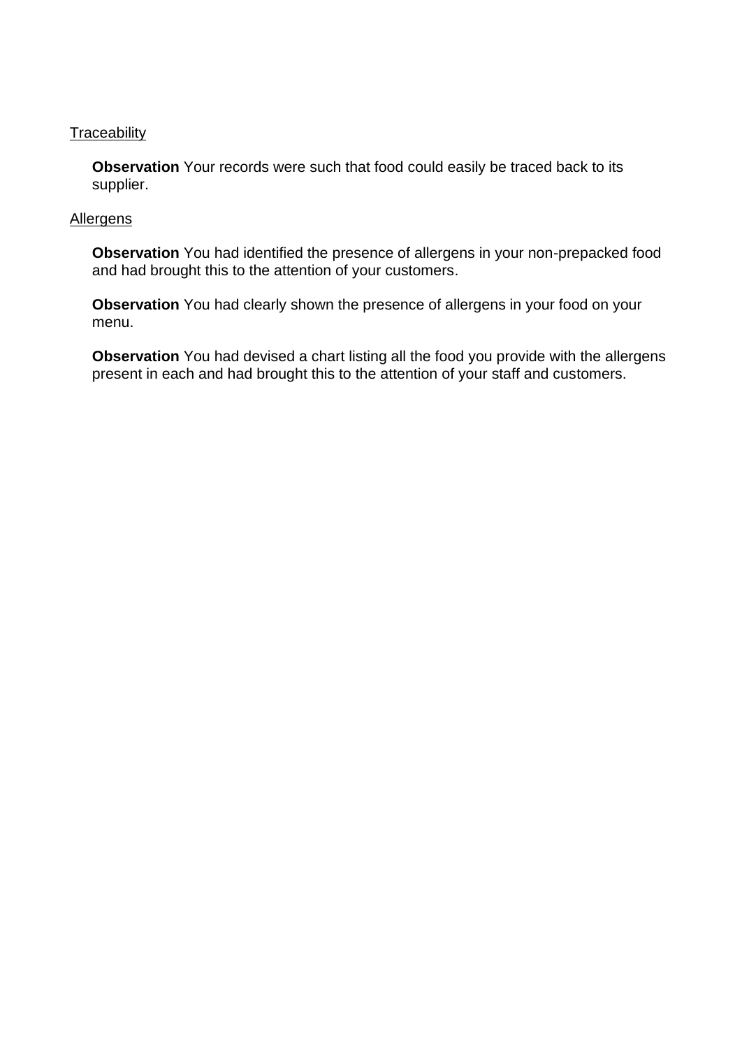Traceability

**Observation** Your records were such that food could easily be traced back to its supplier.

Allergens

**Observation** You had identified the presence of allergens in your non-prepacked food and had brought this to the attention of your customers.

**Observation** You had clearly shown the presence of allergens in your food on your menu.

**Observation** You had devised a chart listing all the food you provide with the allergens present in each and had brought this to the attention of your staff and customers.